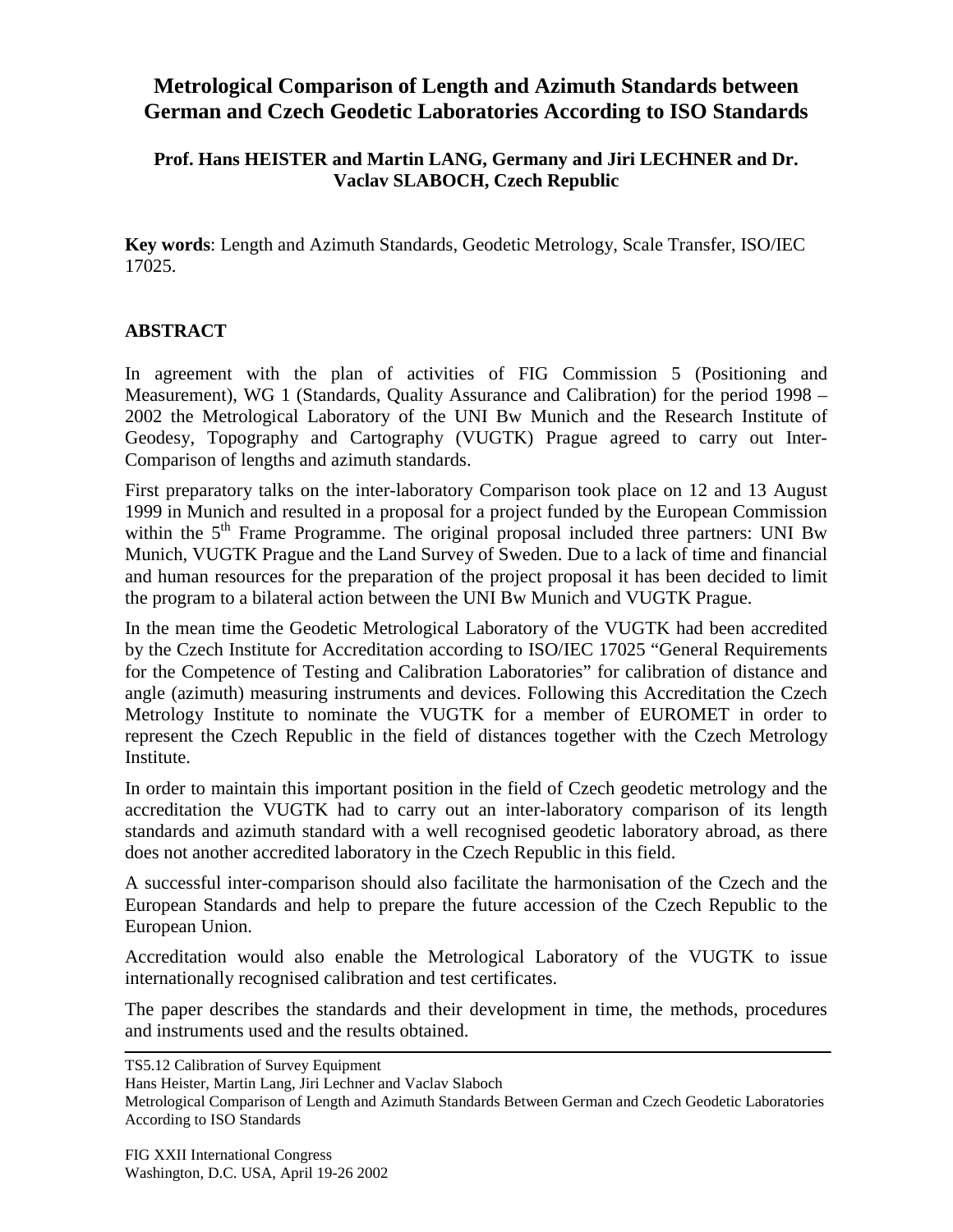# Metrological Comparison of Length and Azimuth Standards between German and Czech Geodetic Laboratories According to ISO Standards

**Prof. Hans HEISTER and Martin LANG, Germany and Jiri LECHNER and Dr. Vaclav SLABOCH, Czech Republic**

**Key words**: Length and Azimuth Standards, Geodetic Metrology, Scale Transfer, ISO/IEC 17025.

## ABSTRACT

In agreement with the plan of activities of FIG Commission 5 (Positioning and Measurement), WG 1 (Standards, Quality Assurance and Calibration) for the period 1998 – 2002 the Metrological Laboratory of the UNI Bw Munich and the Research Institute of Geodesy, Topography and Cartography (VUGTK) Prague agreed to carry out Inter-Comparison of lengths and azimuth standards.

First preparatory talks on the inter-laboratory Comparison took place on 12 and 13 August 1999 in Munich and resulted in a proposal for a project funded by the European Commission within the 5th Frame Programme. The original proposal included three partners: UNI Bw Munich, VUGTK Prague and the Land Survey of Sweden. Due to a lack of time and financial and human resources for the preparation of the project proposal it has been decided to limit the program to a bilateral action between the UNI Bw Munich and VUGTK Prague.

In the mean time the Geodetic Metrological Laboratory of the VUGTK had been accredited by the Czech Institute for Accreditation according to ISO/IEC 17025 "General Requirements for the Competence of Testing and Calibration Laboratories" for calibration of distance and angle (azimuth) measuring instruments and devices. Following this Accreditation the Czech Metrology Institute to nominate the VUGTK for a member of EUROMET in order to represent the Czech Republic in the field of distances together with the Czech Metrology Institute.

In order to maintain this important position in the field of Czech geodetic metrology and the accreditation the VUGTK had to carry out an inter-laboratory comparison of its length standards and azimuth standard with a well recognised geodetic laboratory abroad, as there does not another accredited laboratory in the Czech Republic in this field.

A successful inter-comparison should also facilitate the harmonisation of the Czech and the European Standards and help to prepare the future accession of the Czech Republic to the European Union.

Accreditation would also enable the Metrological Laboratory of the VUGTK to issue internationally recognised calibration and test certificates.

The paper describes the standards and their development in time, the methods, procedures and instruments used and the results obtained.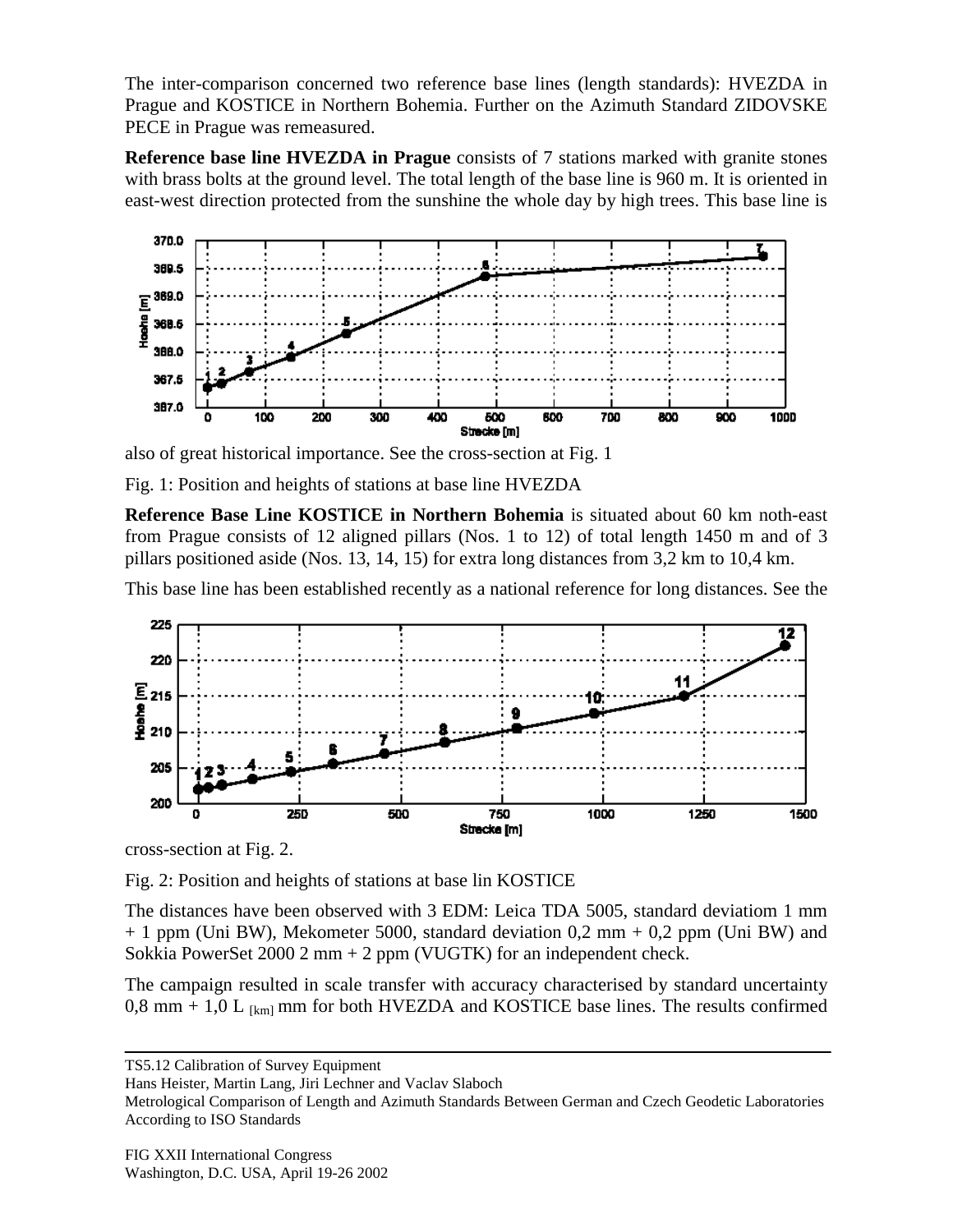The inter-comparison concerned two reference base lines (length standards): HVEZDA in Prague and KOSTICE in Northern Bohemia. Further on the Azimuth Standard ZIDOVSKE PECE in Prague was remeasured.

**Reference base line HVEZDA in Prague** consists of 7 stations marked with granite stones with brass bolts at the ground level. The total length of the base line is 960 m. It is oriented in east-west direction protected from the sunshine the whole day by high trees. This base line is also of great historical importance. See the cross-section at Fig. 1

Fig. 1: Position and heights of stations at base line HVEZDA

**Reference Base Line KOSTICE in Northern Bohemia** is situated about 60 km noth-east from Prague consists of 12 aligned pillars (Nos. 1 to 12) of total length 1450 m and of 3 pillars positioned aside (Nos. 13, 14, 15) for extra long distances from 3,2 km to 10,4 km.

This base line has been established recently as a national reference for long distances. See the cross-section at Fig. 2.

Fig. 2: Position and heights of stations at base lin KOSTICE

The distances have been observed with 3 EDM: Leica TDA 5005, standard deviatiom 1 mm + 1 ppm (Uni BW), Mekometer 5000, standard deviation 0,2 mm + 0,2 ppm (Uni BW) and Sokkia PowerSet 2000 2 mm + 2 ppm (VUGTK) for an independent check.

The campaign resulted in scale transfer with accuracy characterised by standard uncertainty 0,8 mm + 1,0 $L_{[km]}$ mm for both HVEZDA and KOSTICE base lines. The results confirmed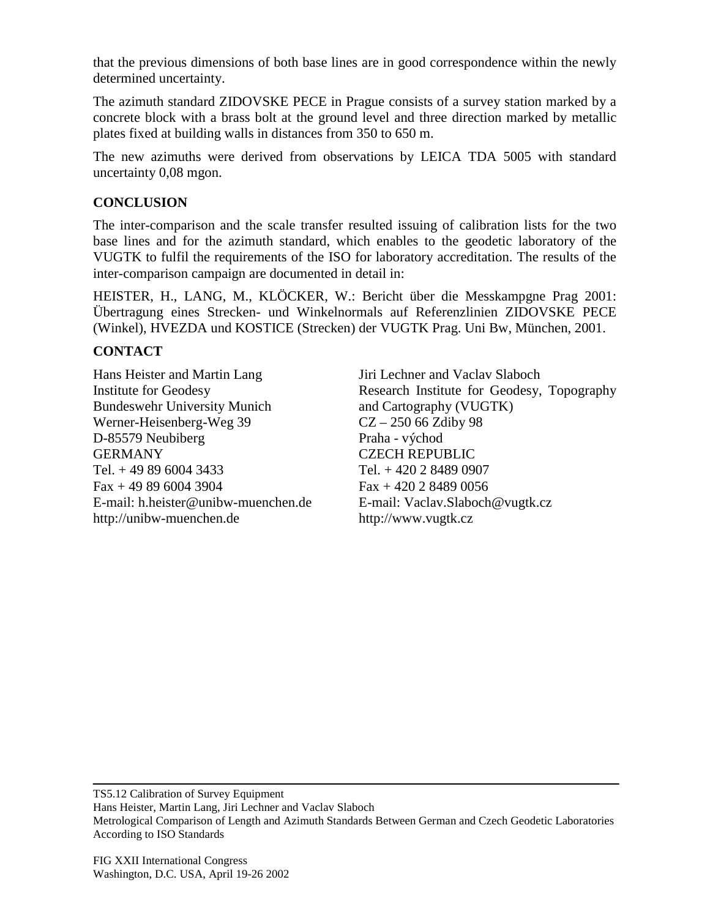that the previous dimensions of both base lines are in good correspondence within the newly determined uncertainty.

The azimuth standard ZIDOVSKE PECE in Prague consists of a survey station marked by a concrete block with a brass bolt at the ground level and three direction marked by metallic plates fixed at building walls in distances from 350 to 650 m.

The new azimuths were derived from observations by LEICA TDA 5005 with standard uncertainty 0,08 mgon.

## CONCLUSION

The inter-comparison and the scale transfer resulted issuing of calibration lists for the two base lines and for the azimuth standard, which enables to the geodetic laboratory of the VUGTK to fulfil the requirements of the ISO for laboratory accreditation. The results of the inter-comparison campaign are documented in detail in:

HEISTER, H., LANG, M., KLÖCKER, W.: Bericht über die Messkampgne Prag 2001: Übertragung eines Strecken- und Winkelnormals auf Referenzlinien ZIDOVSKE PECE (Winkel), HVEZDA und KOSTICE (Strecken) der VUGTK Prag. Uni Bw, München, 2001.

## CONTACT

Hans Heister and Martin Lang
Institute for Geodesy
Bundeswehr University Munich
Werner-Heisenberg-Weg 39
D-85579 Neubiberg
GERMANY
Tel. + 49 89 6004 3433
Fax + 49 89 6004 3904
E-mail: h.heister@unibw-muenchen.de
http://unibw-muenchen.de

Jiri Lechner and Vaclav Slaboch
Research Institute for Geodesy, Topography and Cartography (VUGTK)
CZ – 250 66 Zdiby 98
Praha - východ
CZECH REPUBLIC
Tel. + 420 2 8489 0907
Fax + 420 2 8489 0056
E-mail: Vaclav.Slaboch@vugtk.cz
http://www.vugtk.cz